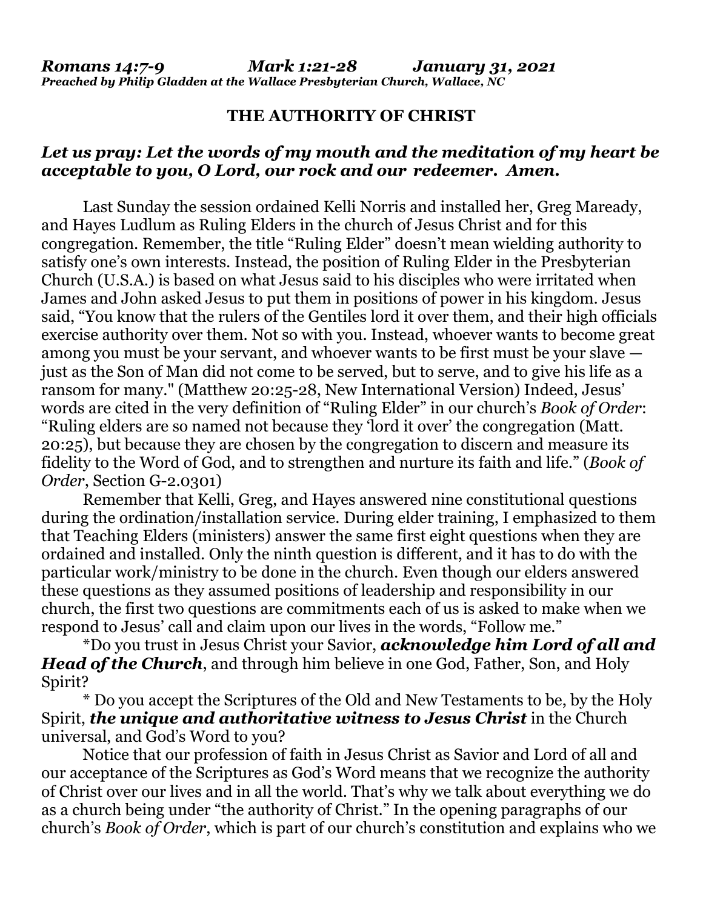***Romans 14:7-9 Mark 1:21-28 January 31, 2021***
***Preached by Philip Gladden at the Wallace Presbyterian Church, Wallace, NC***

# THE AUTHORITY OF CHRIST

***Let us pray: Let the words of my mouth and the meditation of my heart be acceptable to you, O Lord, our rock and our redeemer. Amen.***

Last Sunday the session ordained Kelli Norris and installed her, Greg Maready, and Hayes Ludlum as Ruling Elders in the church of Jesus Christ and for this congregation. Remember, the title "Ruling Elder" doesn't mean wielding authority to satisfy one's own interests. Instead, the position of Ruling Elder in the Presbyterian Church (U.S.A.) is based on what Jesus said to his disciples who were irritated when James and John asked Jesus to put them in positions of power in his kingdom. Jesus said, "You know that the rulers of the Gentiles lord it over them, and their high officials exercise authority over them. Not so with you. Instead, whoever wants to become great among you must be your servant, and whoever wants to be first must be your slave — just as the Son of Man did not come to be served, but to serve, and to give his life as a ransom for many." (Matthew 20:25-28, New International Version) Indeed, Jesus' words are cited in the very definition of "Ruling Elder" in our church's *Book of Order*: "Ruling elders are so named not because they 'lord it over' the congregation (Matt. 20:25), but because they are chosen by the congregation to discern and measure its fidelity to the Word of God, and to strengthen and nurture its faith and life." (*Book of Order*, Section G-2.0301)

Remember that Kelli, Greg, and Hayes answered nine constitutional questions during the ordination/installation service. During elder training, I emphasized to them that Teaching Elders (ministers) answer the same first eight questions when they are ordained and installed. Only the ninth question is different, and it has to do with the particular work/ministry to be done in the church. Even though our elders answered these questions as they assumed positions of leadership and responsibility in our church, the first two questions are commitments each of us is asked to make when we respond to Jesus' call and claim upon our lives in the words, "Follow me."

*Do you trust in Jesus Christ your Savior, ***acknowledge him Lord of all and Head of the Church***, and through him believe in one God, Father, Son, and Holy Spirit?

* Do you accept the Scriptures of the Old and New Testaments to be, by the Holy Spirit, ***the unique and authoritative witness to Jesus Christ*** in the Church universal, and God's Word to you?

Notice that our profession of faith in Jesus Christ as Savior and Lord of all and our acceptance of the Scriptures as God's Word means that we recognize the authority of Christ over our lives and in all the world. That's why we talk about everything we do as a church being under "the authority of Christ." In the opening paragraphs of our church's *Book of Order*, which is part of our church's constitution and explains who we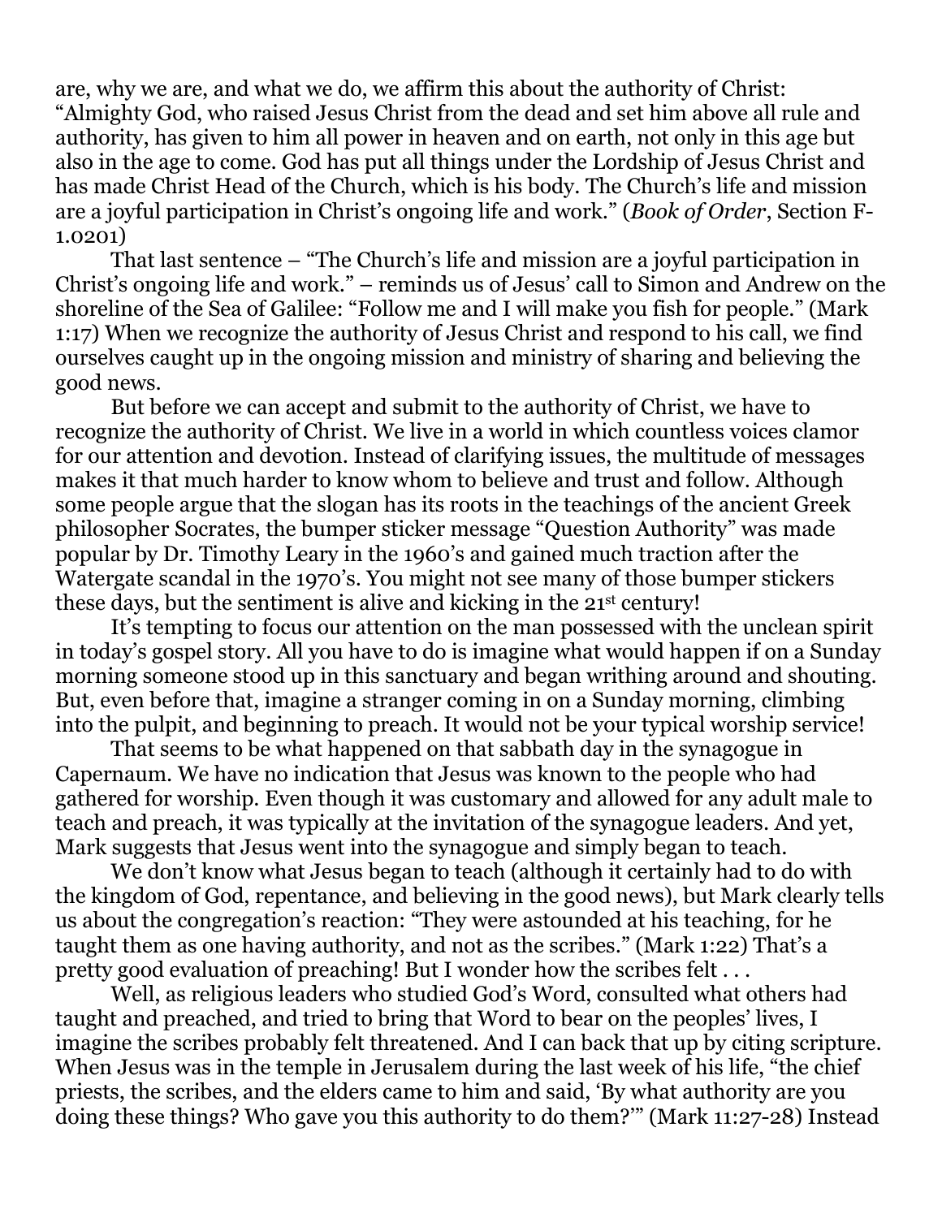are, why we are, and what we do, we affirm this about the authority of Christ: "Almighty God, who raised Jesus Christ from the dead and set him above all rule and authority, has given to him all power in heaven and on earth, not only in this age but also in the age to come. God has put all things under the Lordship of Jesus Christ and has made Christ Head of the Church, which is his body. The Church's life and mission are a joyful participation in Christ's ongoing life and work." (*Book of Order*, Section F-1.0201)

That last sentence – "The Church's life and mission are a joyful participation in Christ's ongoing life and work." – reminds us of Jesus' call to Simon and Andrew on the shoreline of the Sea of Galilee: "Follow me and I will make you fish for people." (Mark 1:17) When we recognize the authority of Jesus Christ and respond to his call, we find ourselves caught up in the ongoing mission and ministry of sharing and believing the good news.

But before we can accept and submit to the authority of Christ, we have to recognize the authority of Christ. We live in a world in which countless voices clamor for our attention and devotion. Instead of clarifying issues, the multitude of messages makes it that much harder to know whom to believe and trust and follow. Although some people argue that the slogan has its roots in the teachings of the ancient Greek philosopher Socrates, the bumper sticker message "Question Authority" was made popular by Dr. Timothy Leary in the 1960's and gained much traction after the Watergate scandal in the 1970's. You might not see many of those bumper stickers these days, but the sentiment is alive and kicking in the 21st century!

It's tempting to focus our attention on the man possessed with the unclean spirit in today's gospel story. All you have to do is imagine what would happen if on a Sunday morning someone stood up in this sanctuary and began writhing around and shouting. But, even before that, imagine a stranger coming in on a Sunday morning, climbing into the pulpit, and beginning to preach. It would not be your typical worship service!

That seems to be what happened on that sabbath day in the synagogue in Capernaum. We have no indication that Jesus was known to the people who had gathered for worship. Even though it was customary and allowed for any adult male to teach and preach, it was typically at the invitation of the synagogue leaders. And yet, Mark suggests that Jesus went into the synagogue and simply began to teach.

We don't know what Jesus began to teach (although it certainly had to do with the kingdom of God, repentance, and believing in the good news), but Mark clearly tells us about the congregation's reaction: "They were astounded at his teaching, for he taught them as one having authority, and not as the scribes." (Mark 1:22) That's a pretty good evaluation of preaching! But I wonder how the scribes felt . . .

Well, as religious leaders who studied God's Word, consulted what others had taught and preached, and tried to bring that Word to bear on the peoples' lives, I imagine the scribes probably felt threatened. And I can back that up by citing scripture. When Jesus was in the temple in Jerusalem during the last week of his life, "the chief priests, the scribes, and the elders came to him and said, 'By what authority are you doing these things? Who gave you this authority to do them?'" (Mark 11:27-28) Instead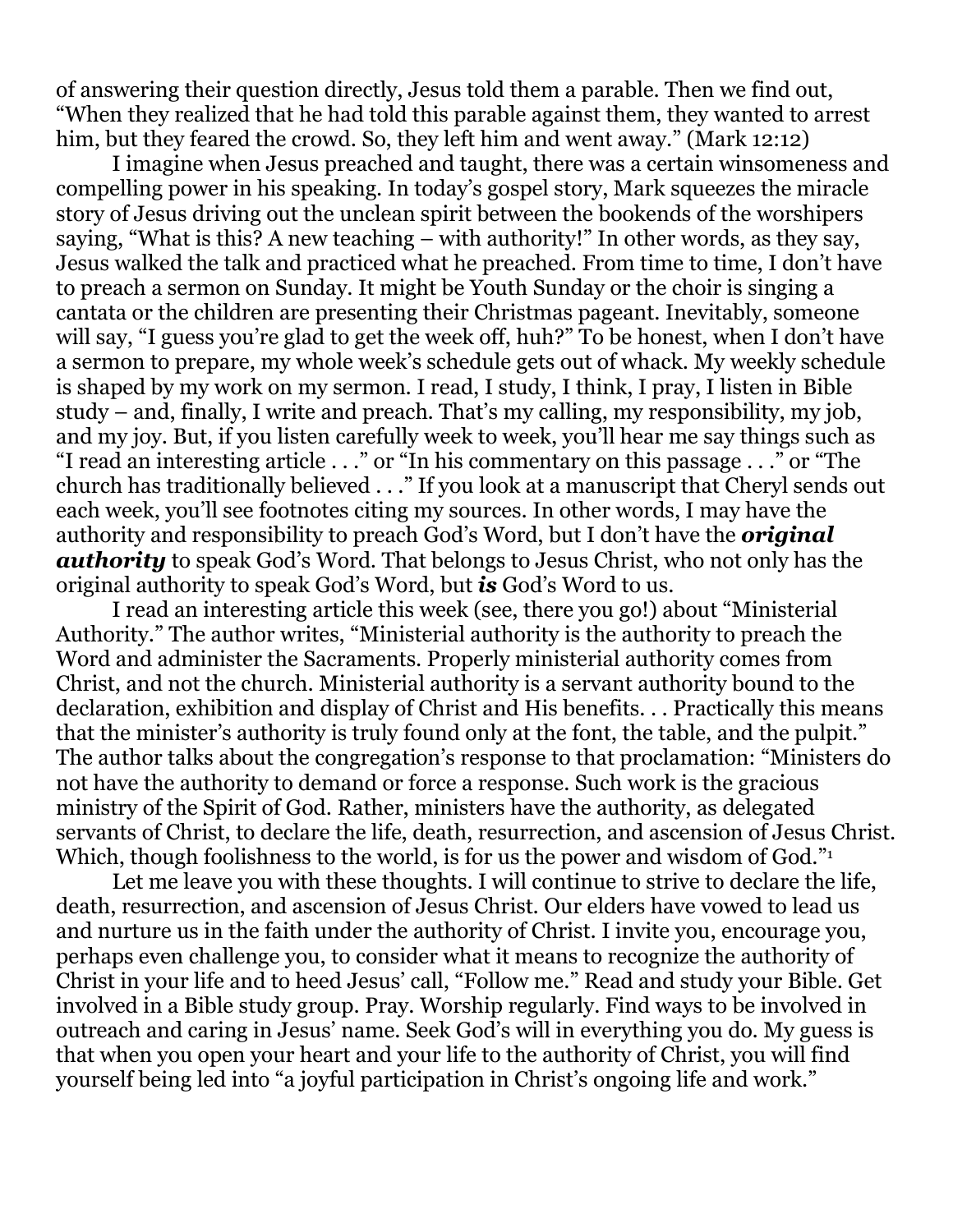of answering their question directly, Jesus told them a parable. Then we find out, "When they realized that he had told this parable against them, they wanted to arrest him, but they feared the crowd. So, they left him and went away." (Mark 12:12)

I imagine when Jesus preached and taught, there was a certain winsomeness and compelling power in his speaking. In today's gospel story, Mark squeezes the miracle story of Jesus driving out the unclean spirit between the bookends of the worshipers saying, "What is this? A new teaching – with authority!" In other words, as they say, Jesus walked the talk and practiced what he preached. From time to time, I don't have to preach a sermon on Sunday. It might be Youth Sunday or the choir is singing a cantata or the children are presenting their Christmas pageant. Inevitably, someone will say, "I guess you're glad to get the week off, huh?" To be honest, when I don't have a sermon to prepare, my whole week's schedule gets out of whack. My weekly schedule is shaped by my work on my sermon. I read, I study, I think, I pray, I listen in Bible study – and, finally, I write and preach. That's my calling, my responsibility, my job, and my joy. But, if you listen carefully week to week, you'll hear me say things such as "I read an interesting article . . ." or "In his commentary on this passage . . ." or "The church has traditionally believed . . ." If you look at a manuscript that Cheryl sends out each week, you'll see footnotes citing my sources. In other words, I may have the authority and responsibility to preach God's Word, but I don't have the ***original authority*** to speak God's Word. That belongs to Jesus Christ, who not only has the original authority to speak God's Word, but ***is*** God's Word to us.

I read an interesting article this week (see, there you go!) about "Ministerial Authority." The author writes, "Ministerial authority is the authority to preach the Word and administer the Sacraments. Properly ministerial authority comes from Christ, and not the church. Ministerial authority is a servant authority bound to the declaration, exhibition and display of Christ and His benefits. . . Practically this means that the minister's authority is truly found only at the font, the table, and the pulpit." The author talks about the congregation's response to that proclamation: "Ministers do not have the authority to demand or force a response. Such work is the gracious ministry of the Spirit of God. Rather, ministers have the authority, as delegated servants of Christ, to declare the life, death, resurrection, and ascension of Jesus Christ. Which, though foolishness to the world, is for us the power and wisdom of God."[1]

Let me leave you with these thoughts. I will continue to strive to declare the life, death, resurrection, and ascension of Jesus Christ. Our elders have vowed to lead us and nurture us in the faith under the authority of Christ. I invite you, encourage you, perhaps even challenge you, to consider what it means to recognize the authority of Christ in your life and to heed Jesus' call, "Follow me." Read and study your Bible. Get involved in a Bible study group. Pray. Worship regularly. Find ways to be involved in outreach and caring in Jesus' name. Seek God's will in everything you do. My guess is that when you open your heart and your life to the authority of Christ, you will find yourself being led into "a joyful participation in Christ's ongoing life and work."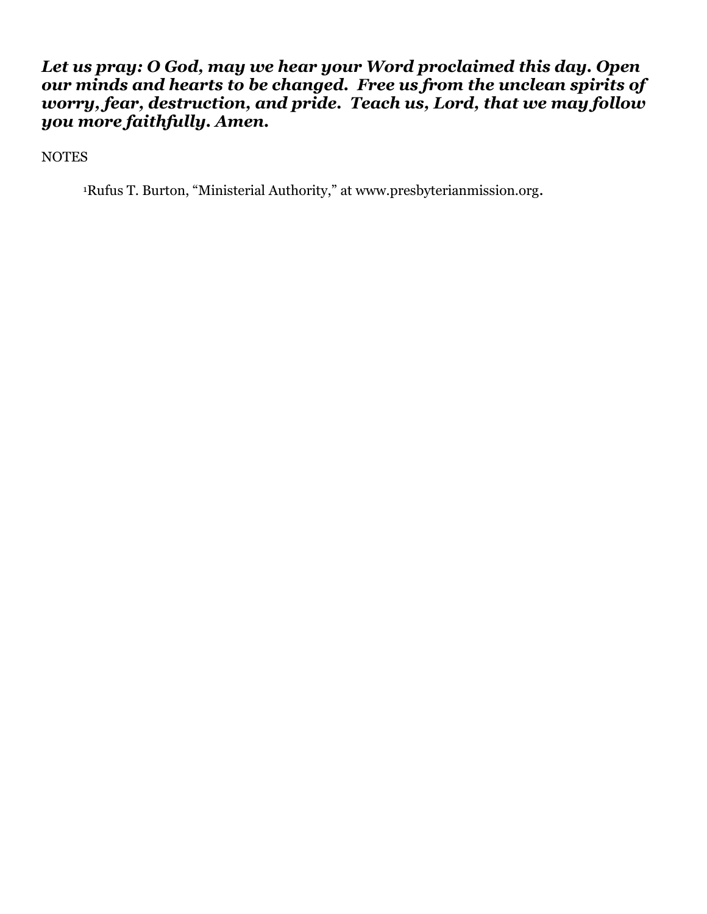***Let us pray: O God, may we hear your Word proclaimed this day. Open our minds and hearts to be changed. Free us from the unclean spirits of worry, fear, destruction, and pride. Teach us, Lord, that we may follow you more faithfully. Amen.***

NOTES

[1]Rufus T. Burton, "Ministerial Authority," at www.presbyterianmission.org.